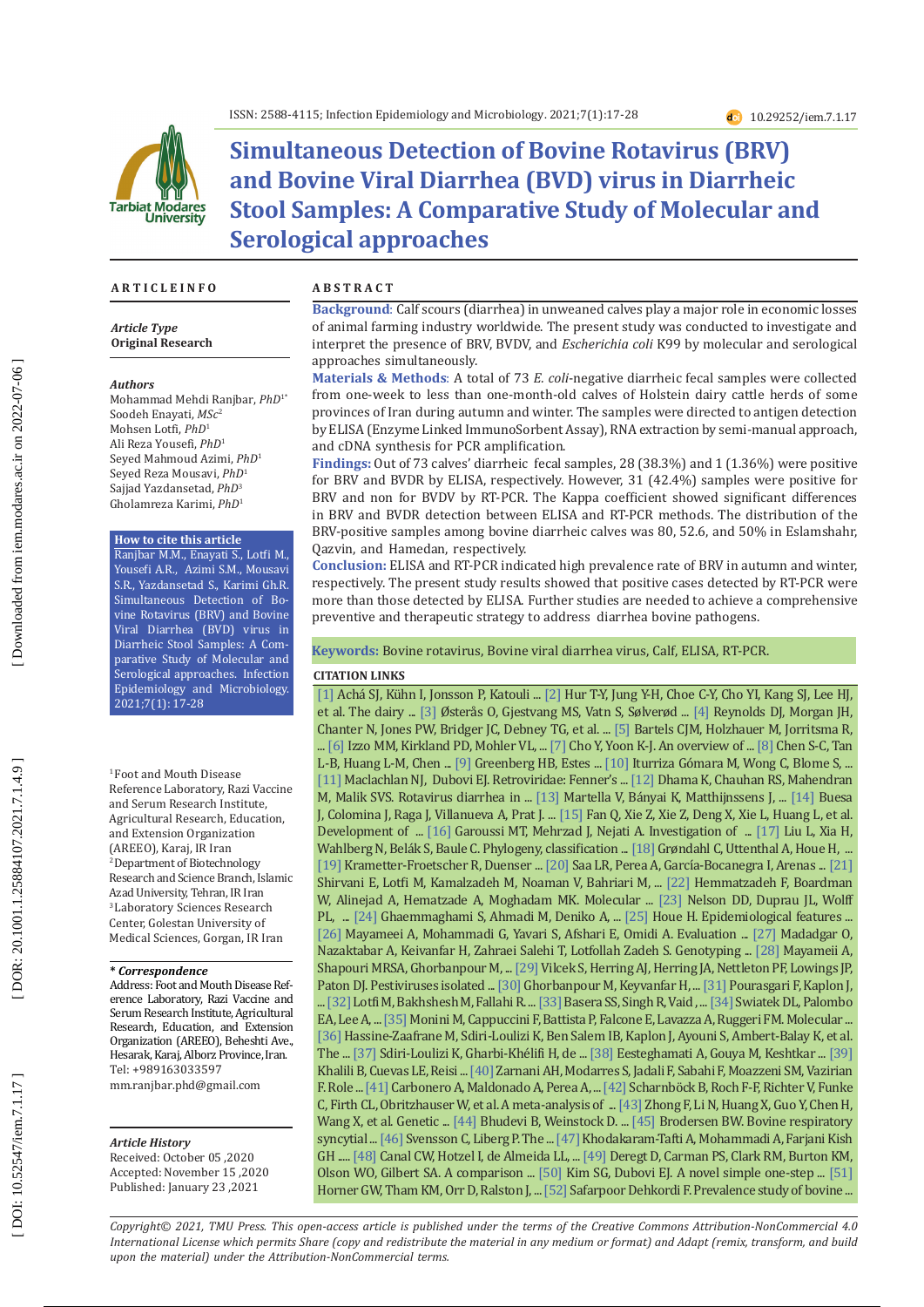# Simultaneous Detection of Bovine Rotavirus (BRV) and Bovine Viral Diarrhea (BVD) virus in Diarrheic Stool Samples: A Comparative Study of Molecular and Serological approaches

## ARTICLE INFO

*Article Type*
**Original Research**

*Authors*
Mohammad Mehdi Ranjbar, *PhD*[1*]
Soodeh Enayati, *MSc*[2]
Mohsen Lotfi, *PhD*[1]
Ali Reza Yousefi, *PhD*[1]
Seyed Mahmoud Azimi, *PhD*[1]
Seyed Reza Mousavi, *PhD*[1]
Sajjad Yazdansetad, *PhD*[3]
Gholamreza Karimi, *PhD*[1]

**How to cite this article**
Ranjbar M.M., Enayati S., Lotfi M., Yousefi A.R., Azimi S.M., Mousavi S.R., Yazdansetad S., Karimi Gh.R. Simultaneous Detection of Bovine Rotavirus (BRV) and Bovine Viral Diarrhea (BVD) virus in Diarrheic Stool Samples: A Comparative Study of Molecular and Serological approaches. Infection Epidemiology and Microbiology. 2021;7(1): 17-28

[1]Foot and Mouth Disease Reference Laboratory, Razi Vaccine and Serum Research Institute, Agricultural Research, Education, and Extension Organization (AREEO), Karaj, IR Iran
[2]Department of Biotechnology Research and Science Branch, Islamic Azad University, Tehran, IR Iran
[3]Laboratory Sciences Research Center, Golestan University of Medical Sciences, Gorgan, IR Iran

**\* Correspondence**
Address: Foot and Mouth Disease Reference Laboratory, Razi Vaccine and Serum Research Institute, Agricultural Research, Education, and Extension Organization (AREEO), Beheshti Ave., Hesarak, Karaj, Alborz Province, Iran.
Tel: +989163033597
mm.ranjbar.phd@gmail.com

*Article History*
Received: October 05 ,2020
Accepted: November 15 ,2020
Published: January 23 ,2021

## ABSTRACT

**Background**: Calf scours (diarrhea) in unweaned calves play a major role in economic losses of animal farming industry worldwide. The present study was conducted to investigate and interpret the presence of BRV, BVDV, and *Escherichia coli* K99 by molecular and serological approaches simultaneously.

**Materials & Methods**: A total of 73 *E. coli*-negative diarrheic fecal samples were collected from one-week to less than one-month-old calves of Holstein dairy cattle herds of some provinces of Iran during autumn and winter. The samples were directed to antigen detection by ELISA (Enzyme Linked ImmunoSorbent Assay), RNA extraction by semi-manual approach, and cDNA synthesis for PCR amplification.

**Findings:** Out of 73 calves' diarrheic fecal samples, 28 (38.3%) and 1 (1.36%) were positive for BRV and BVDR by ELISA, respectively. However, 31 (42.4%) samples were positive for BRV and non for BVDV by RT-PCR. The Kappa coefficient showed significant differences in BRV and BVDR detection between ELISA and RT-PCR methods. The distribution of the BRV-positive samples among bovine diarrheic calves was 80, 52.6, and 50% in Eslamshahr, Qazvin, and Hamedan, respectively.

**Conclusion:** ELISA and RT-PCR indicated high prevalence rate of BRV in autumn and winter, respectively. The present study results showed that positive cases detected by RT-PCR were more than those detected by ELISA. Further studies are needed to achieve a comprehensive preventive and therapeutic strategy to address diarrhea bovine pathogens.

**Keywords:** Bovine rotavirus, Bovine viral diarrhea virus, Calf, ELISA, RT-PCR.

**CITATION LINKS**

[1] Achá SJ, Kühn I, Jonsson P, Katouli ... [2] Hur T-Y, Jung Y-H, Choe C-Y, Cho YI, Kang SJ, Lee HJ, et al. The dairy ... [3] Østerås O, Gjestvang MS, Vatn S, Sølverød ... [4] Reynolds DJ, Morgan JH, Chanter N, Jones PW, Bridger JC, Debney TG, et al. ... [5] Bartels CJM, Holzhauer M, Jorritsma R, ... [6] Izzo MM, Kirkland PD, Mohler VL, ... [7] Cho Y, Yoon K-J. An overview of ... [8] Chen S-C, Tan L-B, Huang L-M, Chen ... [9] Greenberg HB, Estes ... [10] Iturriza Gómara M, Wong C, Blome S, ... [11] Maclachlan NJ, Dubovi EJ. Retroviridae: Fenner's ... [12] Dhama K, Chauhan RS, Mahendran M, Malik SVS. Rotavirus diarrhea in ... [13] Martella V, Bányai K, Matthijnssens J, ... [14] Buesa J, Colomina J, Raga J, Villanueva A, Prat J. ... [15] Fan Q, Xie Z, Xie Z, Deng X, Xie L, Huang L, et al. Development of ... [16] Garoussi MT, Mehrzad J, Nejati A. Investigation of ... [17] Liu L, Xia H, Wahlberg N, Belák S, Baule C. Phylogeny, classification ... [18] Grøndahl C, Uttenthal A, Houe H, ... [19] Krametter-Froetscher R, Duenser ... [20] Saa LR, Perea A, García-Bocanegra I, Arenas ... [21] Shirvani E, Lotfi M, Kamalzadeh M, Noaman V, Bahriari M, ... [22] Hemmatzadeh F, Boardman W, Alinejad A, Hematzade A, Moghadam MK. Molecular ... [23] Nelson DD, Duprau JL, Wolff PL, ... [24] Ghaemmaghami S, Ahmadi M, Deniko A, ... [25] Houe H. Epidemiological features ... [26] Mayameei A, Mohammadi G, Yavari S, Afshari E, Omidi A. Evaluation ... [27] Madadgar O, Nazaktabar A, Keivanfar H, Zahraei Salehi T, Lotfallah Zadeh S. Genotyping ... [28] Mayameii A, Shapouri MRSA, Ghorbanpour M, ... [29] Vilcek S, Herring AJ, Herring JA, Nettleton PF, Lowings JP, Paton DJ. Pestiviruses isolated ... [30] Ghorbanpour M, Keyvanfar H, ... [31] Pourasgari F, Kaplon J, ... [32] Lotfi M, Bakhshesh M, Fallahi R. ... [33] Basera SS, Singh R, Vaid , ... [34] Swiatek DL, Palombo EA, Lee A, ... [35] Monini M, Cappuccini F, Battista P, Falcone E, Lavazza A, Ruggeri FM. Molecular ... [36] Hassine-Zaafrane M, Sdiri-Loulizi K, Ben Salem IB, Kaplon J, Ayouni S, Ambert-Balay K, et al. The ... [37] Sdiri-Loulizi K, Gharbi-Khélifi H, de ... [38] Eesteghamati A, Gouya M, Keshtkar ... [39] Khalili B, Cuevas LE, Reisi ... [40] Zarnani AH, Modarres S, Jadali F, Sabahi F, Moazzeni SM, Vazirian F. Role ... [41] Carbonero A, Maldonado A, Perea A, ... [42] Scharnböck B, Roch F-F, Richter V, Funke C, Firth CL, Obritzhauser W, et al. A meta-analysis of ... [43] Zhong F, Li N, Huang X, Guo Y, Chen H, Wang X, et al. Genetic ... [44] Bhudevi B, Weinstock D. ... [45] Brodersen BW. Bovine respiratory syncytial ... [46] Svensson C, Liberg P. The ... [47] Khodakaram-Tafti A, Mohammadi A, Farjani Kish GH .... [48] Canal CW, Hotzel I, de Almeida LL, ... [49] Deregt D, Carman PS, Clark RM, Burton KM, Olson WO, Gilbert SA. A comparison ... [50] Kim SG, Dubovi EJ. A novel simple one-step ... [51] Horner GW, Tham KM, Orr D, Ralston J, ... [52] Safarpoor Dehkordi F. Prevalence study of bovine ...

*Copyright© 2021, TMU Press. This open-access article is published under the terms of the Creative Commons Attribution-NonCommercial 4.0 International License which permits Share (copy and redistribute the material in any medium or format) and Adapt (remix, transform, and build upon the material) under the Attribution-NonCommercial terms.*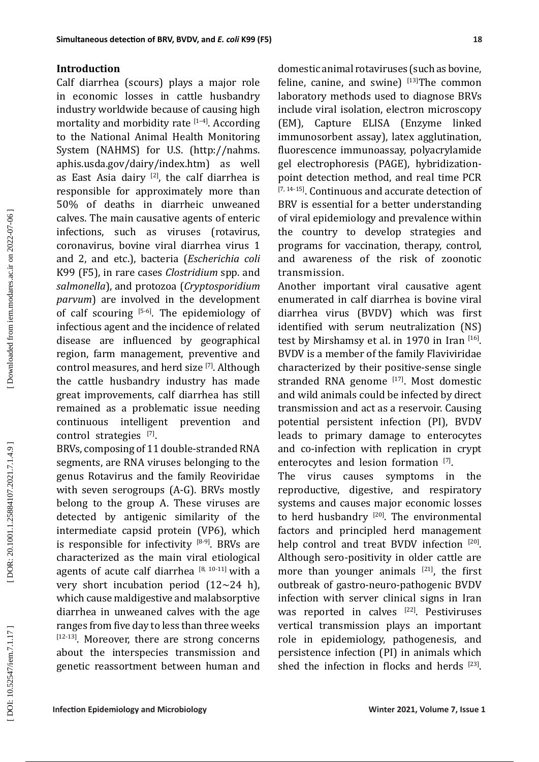## Introduction

Calf diarrhea (scours) plays a major role in economic losses in cattle husbandry industry worldwide because of causing high mortality and morbidity rate [1–4]. According to the National Animal Health Monitoring System (NAHMS) for U.S. (http://nahms.aphis.usda.gov/dairy/index.htm) as well as East Asia dairy [2], the calf diarrhea is responsible for approximately more than 50% of deaths in diarrheic unweaned calves. The main causative agents of enteric infections, such as viruses (rotavirus, coronavirus, bovine viral diarrhea virus 1 and 2, and etc.), bacteria (*Escherichia coli* K99 (F5), in rare cases *Clostridium* spp. and *salmonella*), and protozoa (*Cryptosporidium parvum*) are involved in the development of calf scouring [5-6]. The epidemiology of infectious agent and the incidence of related disease are influenced by geographical region, farm management, preventive and control measures, and herd size [7]. Although the cattle husbandry industry has made great improvements, calf diarrhea has still remained as a problematic issue needing continuous intelligent prevention and control strategies [7].

BRVs, composing of 11 double-stranded RNA segments, are RNA viruses belonging to the genus Rotavirus and the family Reoviridae with seven serogroups (A-G). BRVs mostly belong to the group A. These viruses are detected by antigenic similarity of the intermediate capsid protein (VP6), which is responsible for infectivity [8-9]. BRVs are characterized as the main viral etiological agents of acute calf diarrhea [8, 10-11] with a very short incubation period (12~24 h), which cause maldigestive and malabsorptive diarrhea in unweaned calves with the age ranges from five day to less than three weeks [12-13]. Moreover, there are strong concerns about the interspecies transmission and genetic reassortment between human and domestic animal rotaviruses (such as bovine, feline, canine, and swine) [13]The common laboratory methods used to diagnose BRVs include viral isolation, electron microscopy (EM), Capture ELISA (Enzyme linked immunosorbent assay), latex agglutination, fluorescence immunoassay, polyacrylamide gel electrophoresis (PAGE), hybridization-point detection method, and real time PCR [7, 14-15]. Continuous and accurate detection of BRV is essential for a better understanding of viral epidemiology and prevalence within the country to develop strategies and programs for vaccination, therapy, control, and awareness of the risk of zoonotic transmission.

Another important viral causative agent enumerated in calf diarrhea is bovine viral diarrhea virus (BVDV) which was first identified with serum neutralization (NS) test by Mirshamsy et al. in 1970 in Iran [16]. BVDV is a member of the family Flaviviridae characterized by their positive-sense single stranded RNA genome [17]. Most domestic and wild animals could be infected by direct transmission and act as a reservoir. Causing potential persistent infection (PI), BVDV leads to primary damage to enterocytes and co-infection with replication in crypt enterocytes and lesion formation [7].

The virus causes symptoms in the reproductive, digestive, and respiratory systems and causes major economic losses to herd husbandry [20]. The environmental factors and principled herd management help control and treat BVDV infection [20]. Although sero-positivity in older cattle are more than younger animals [21], the first outbreak of gastro-neuro-pathogenic BVDV infection with server clinical signs in Iran was reported in calves [22]. Pestiviruses vertical transmission plays an important role in epidemiology, pathogenesis, and persistence infection (PI) in animals which shed the infection in flocks and herds [23].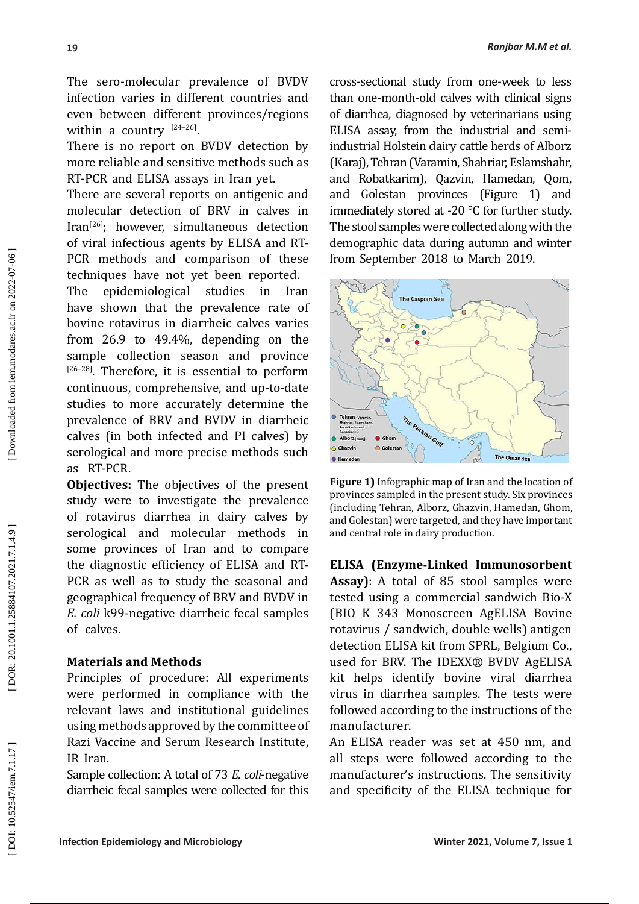The sero-molecular prevalence of BVDV infection varies in different countries and even between different provinces/regions within a country [24–26].

There is no report on BVDV detection by more reliable and sensitive methods such as RT-PCR and ELISA assays in Iran yet.

There are several reports on antigenic and molecular detection of BRV in calves in Iran[26]; however, simultaneous detection of viral infectious agents by ELISA and RT-PCR methods and comparison of these techniques have not yet been reported.

The epidemiological studies in Iran have shown that the prevalence rate of bovine rotavirus in diarrheic calves varies from 26.9 to 49.4%, depending on the sample collection season and province [26–28]. Therefore, it is essential to perform continuous, comprehensive, and up-to-date studies to more accurately determine the prevalence of BRV and BVDV in diarrheic calves (in both infected and PI calves) by serological and more precise methods such as RT-PCR.

**Objectives:** The objectives of the present study were to investigate the prevalence of rotavirus diarrhea in dairy calves by serological and molecular methods in some provinces of Iran and to compare the diagnostic efficiency of ELISA and RT-PCR as well as to study the seasonal and geographical frequency of BRV and BVDV in *E. coli* k99-negative diarrheic fecal samples of calves.

## Materials and Methods

Principles of procedure: All experiments were performed in compliance with the relevant laws and institutional guidelines using methods approved by the committee of Razi Vaccine and Serum Research Institute, IR Iran.

Sample collection: A total of 73 *E. coli*-negative diarrheic fecal samples were collected for this cross-sectional study from one-week to less than one-month-old calves with clinical signs of diarrhea, diagnosed by veterinarians using ELISA assay, from the industrial and semi-industrial Holstein dairy cattle herds of Alborz (Karaj), Tehran (Varamin, Shahriar, Eslamshahr, and Robatkarim), Qazvin, Hamedan, Qom, and Golestan provinces (Figure 1) and immediately stored at -20 °C for further study. The stool samples were collected along with the demographic data during autumn and winter from September 2018 to March 2019.

**Figure 1)** Infographic map of Iran and the location of provinces sampled in the present study. Six provinces (including Tehran, Alborz, Ghazvin, Hamedan, Ghom, and Golestan) were targeted, and they have important and central role in dairy production.

**ELISA (Enzyme-Linked Immunosorbent Assay)**: A total of 85 stool samples were tested using a commercial sandwich Bio-X (BIO K 343 Monoscreen AgELISA Bovine rotavirus / sandwich, double wells) antigen detection ELISA kit from SPRL, Belgium Co., used for BRV. The IDEXX® BVDV AgELISA kit helps identify bovine viral diarrhea virus in diarrhea samples. The tests were followed according to the instructions of the manufacturer.

An ELISA reader was set at 450 nm, and all steps were followed according to the manufacturer's instructions. The sensitivity and specificity of the ELISA technique for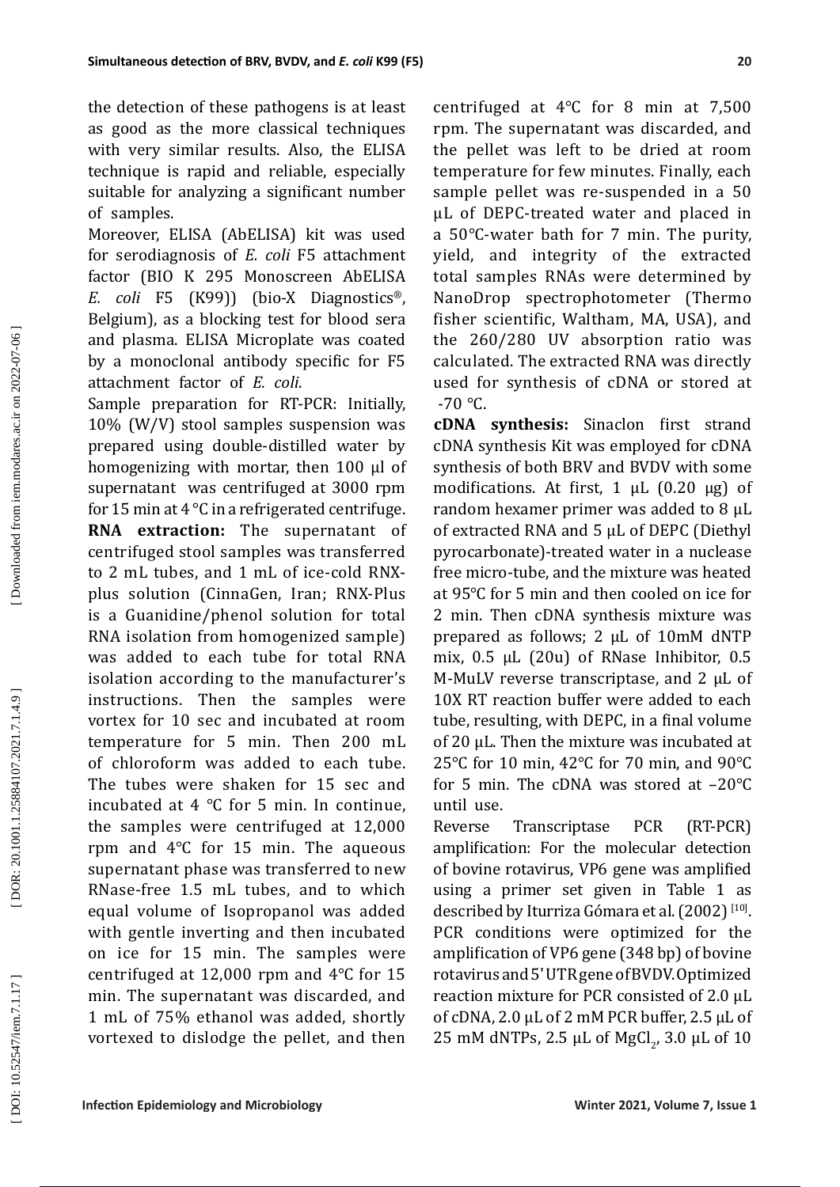the detection of these pathogens is at least as good as the more classical techniques with very similar results. Also, the ELISA technique is rapid and reliable, especially suitable for analyzing a significant number of samples.

Moreover, ELISA (AbELISA) kit was used for serodiagnosis of *E. coli* F5 attachment factor (BIO K 295 Monoscreen AbELISA *E. coli* F5 (K99)) (bio-X Diagnostics®, Belgium), as a blocking test for blood sera and plasma. ELISA Microplate was coated by a monoclonal antibody specific for F5 attachment factor of *E. coli*.

Sample preparation for RT-PCR: Initially, 10% (W/V) stool samples suspension was prepared using double-distilled water by homogenizing with mortar, then 100 µl of supernatant was centrifuged at 3000 rpm for 15 min at 4 °C in a refrigerated centrifuge.

**RNA extraction:** The supernatant of centrifuged stool samples was transferred to 2 mL tubes, and 1 mL of ice-cold RNX-plus solution (CinnaGen, Iran; RNX-Plus is a Guanidine/phenol solution for total RNA isolation from homogenized sample) was added to each tube for total RNA isolation according to the manufacturer's instructions. Then the samples were vortex for 10 sec and incubated at room temperature for 5 min. Then 200 mL of chloroform was added to each tube. The tubes were shaken for 15 sec and incubated at 4 °C for 5 min. In continue, the samples were centrifuged at 12,000 rpm and 4°C for 15 min. The aqueous supernatant phase was transferred to new RNase-free 1.5 mL tubes, and to which equal volume of Isopropanol was added with gentle inverting and then incubated on ice for 15 min. The samples were centrifuged at 12,000 rpm and 4°C for 15 min. The supernatant was discarded, and 1 mL of 75% ethanol was added, shortly vortexed to dislodge the pellet, and then centrifuged at 4°C for 8 min at 7,500 rpm. The supernatant was discarded, and the pellet was left to be dried at room temperature for few minutes. Finally, each sample pellet was re-suspended in a 50 µL of DEPC-treated water and placed in a 50°C-water bath for 7 min. The purity, yield, and integrity of the extracted total samples RNAs were determined by NanoDrop spectrophotometer (Thermo fisher scientific, Waltham, MA, USA), and the 260/280 UV absorption ratio was calculated. The extracted RNA was directly used for synthesis of cDNA or stored at -70 °C.

**cDNA synthesis:** Sinaclon first strand cDNA synthesis Kit was employed for cDNA synthesis of both BRV and BVDV with some modifications. At first, 1 µL (0.20 µg) of random hexamer primer was added to 8 µL of extracted RNA and 5 µL of DEPC (Diethyl pyrocarbonate)-treated water in a nuclease free micro-tube, and the mixture was heated at 95°C for 5 min and then cooled on ice for 2 min. Then cDNA synthesis mixture was prepared as follows; 2 µL of 10mM dNTP mix, 0.5 µL (20u) of RNase Inhibitor, 0.5 M-MuLV reverse transcriptase, and 2 µL of 10X RT reaction buffer were added to each tube, resulting, with DEPC, in a final volume of 20 µL. Then the mixture was incubated at 25°C for 10 min, 42°C for 70 min, and 90°C for 5 min. The cDNA was stored at –20°C until use.

Reverse Transcriptase PCR (RT-PCR) amplification: For the molecular detection of bovine rotavirus, VP6 gene was amplified using a primer set given in Table 1 as described by Iturriza Gómara et al. (2002) [10]. PCR conditions were optimized for the amplification of VP6 gene (348 bp) of bovine rotavirus and 5'UTR gene of BVDV. Optimized reaction mixture for PCR consisted of 2.0 µL of cDNA, 2.0 µL of 2 mM PCR buffer, 2.5 µL of 25 mM dNTPs, 2.5 µL of $MgCl_2$, 3.0 µL of 10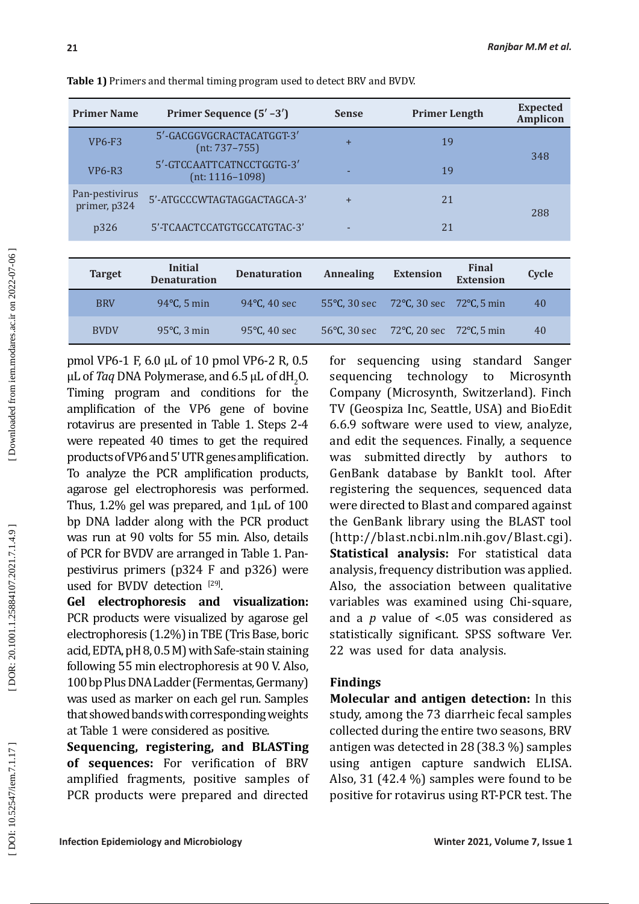**Table 1)** Primers and thermal timing program used to detect BRV and BVDV.

| Primer Name | Primer Sequence (5′ –3′) | Sense | Primer Length | Expected Amplicon |
|---|---|---|---|---|
| VP6-F3 | 5′-GACGGVGCRACTACATGGT-3′ (nt: 737–755) | + | 19 | 348 |
| VP6-R3 | 5′-GTCCAATTCATNCCTGGTG-3′ (nt: 1116–1098) | - | 19 | |
| Pan-pestivirus primer, p324 | 5′-ATGCCCWTAGTAGGACTAGCA-3′ | + | 21 | 288 |
| p326 | 5′-TCAACTCCATGTGCCATGTAC-3′ | - | 21 | |

| Target | Initial Denaturation | Denaturation | Annealing | Extension | Final Extension | Cycle |
|---|---|---|---|---|---|---|
| BRV | 94°C, 5 min | 94°C, 40 sec | 55°C, 30 sec | 72°C, 30 sec | 72°C, 5 min | 40 |
| BVDV | 95°C, 3 min | 95°C, 40 sec | 56°C, 30 sec | 72°C, 20 sec | 72°C, 5 min | 40 |

pmol VP6-1 F, 6.0 µL of 10 pmol VP6-2 R, 0.5 µL of *Taq* DNA Polymerase, and 6.5 µL of $dH_2O$. Timing program and conditions for the amplification of the VP6 gene of bovine rotavirus are presented in Table 1. Steps 2-4 were repeated 40 times to get the required products of VP6 and 5' UTR genes amplification. To analyze the PCR amplification products, agarose gel electrophoresis was performed. Thus, 1.2% gel was prepared, and 1µL of 100 bp DNA ladder along with the PCR product was run at 90 volts for 55 min. Also, details of PCR for BVDV are arranged in Table 1. Pan-pestivirus primers (p324 F and p326) were used for BVDV detection [29].

**Gel electrophoresis and visualization:** PCR products were visualized by agarose gel electrophoresis (1.2%) in TBE (Tris Base, boric acid, EDTA, pH 8, 0.5 M) with Safe-stain staining following 55 min electrophoresis at 90 V. Also, 100 bp Plus DNA Ladder (Fermentas, Germany) was used as marker on each gel run. Samples that showed bands with corresponding weights at Table 1 were considered as positive.

**Sequencing, registering, and BLASTing of sequences:** For verification of BRV amplified fragments, positive samples of PCR products were prepared and directed for sequencing using standard Sanger sequencing technology to Microsynth Company (Microsynth, Switzerland). Finch TV (Geospiza Inc, Seattle, USA) and BioEdit 6.6.9 software were used to view, analyze, and edit the sequences. Finally, a sequence was submitted directly by authors to GenBank database by BankIt tool. After registering the sequences, sequenced data were directed to Blast and compared against the GenBank library using the BLAST tool (http://blast.ncbi.nlm.nih.gov/Blast.cgi).

**Statistical analysis:** For statistical data analysis, frequency distribution was applied. Also, the association between qualitative variables was examined using Chi-square, and a $p$ value of <.05 was considered as statistically significant. SPSS software Ver. 22 was used for data analysis.

## Findings

**Molecular and antigen detection:** In this study, among the 73 diarrheic fecal samples collected during the entire two seasons, BRV antigen was detected in 28 (38.3 %) samples using antigen capture sandwich ELISA. Also, 31 (42.4 %) samples were found to be positive for rotavirus using RT-PCR test. The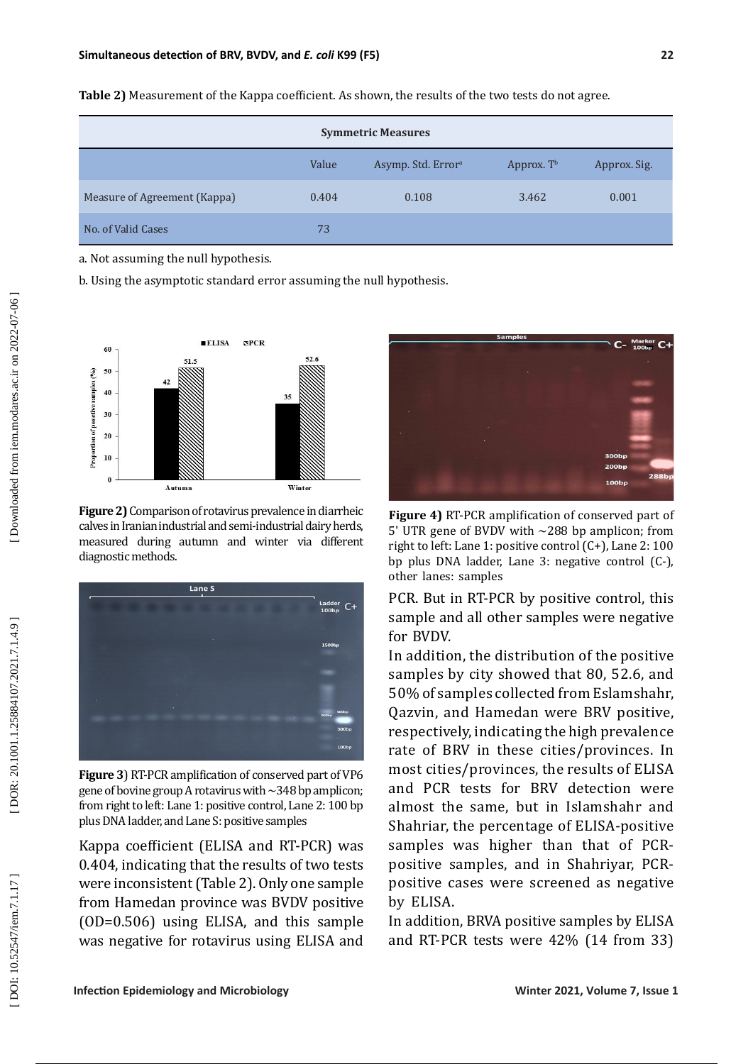**Table 2)** Measurement of the Kappa coefficient. As shown, the results of the two tests do not agree.

| Symmetric Measures | | | | |
|---|---|---|---|---|
| | Value | Asymp. Std. Error[a] | Approx. T[b] | Approx. Sig. |
| Measure of Agreement (Kappa) | 0.404 | 0.108 | 3.462 | 0.001 |
| No. of Valid Cases | 73 | | | |

a. Not assuming the null hypothesis.

b. Using the asymptotic standard error assuming the null hypothesis.

**Figure 2)** Comparison of rotavirus prevalence in diarrheic calves in Iranian industrial and semi-industrial dairy herds, measured during autumn and winter via different diagnostic methods.

**Figure 3**) RT-PCR amplification of conserved part of VP6 gene of bovine group A rotavirus with ~348 bp amplicon; from right to left: Lane 1: positive control, Lane 2: 100 bp plus DNA ladder, and Lane S: positive samples

Kappa coefficient (ELISA and RT-PCR) was 0.404, indicating that the results of two tests were inconsistent (Table 2). Only one sample from Hamedan province was BVDV positive (OD=0.506) using ELISA, and this sample was negative for rotavirus using ELISA and

**Figure 4)** RT-PCR amplification of conserved part of 5' UTR gene of BVDV with ~288 bp amplicon; from right to left: Lane 1: positive control (C+), Lane 2: 100 bp plus DNA ladder, Lane 3: negative control (C-), other lanes: samples

PCR. But in RT-PCR by positive control, this sample and all other samples were negative for BVDV.

In addition, the distribution of the positive samples by city showed that 80, 52.6, and 50% of samples collected from Eslamshahr, Qazvin, and Hamedan were BRV positive, respectively, indicating the high prevalence rate of BRV in these cities/provinces. In most cities/provinces, the results of ELISA and PCR tests for BRV detection were almost the same, but in Islamshahr and Shahriar, the percentage of ELISA-positive samples was higher than that of PCR-positive samples, and in Shahriyar, PCR-positive cases were screened as negative by ELISA.

In addition, BRVA positive samples by ELISA and RT-PCR tests were 42% (14 from 33)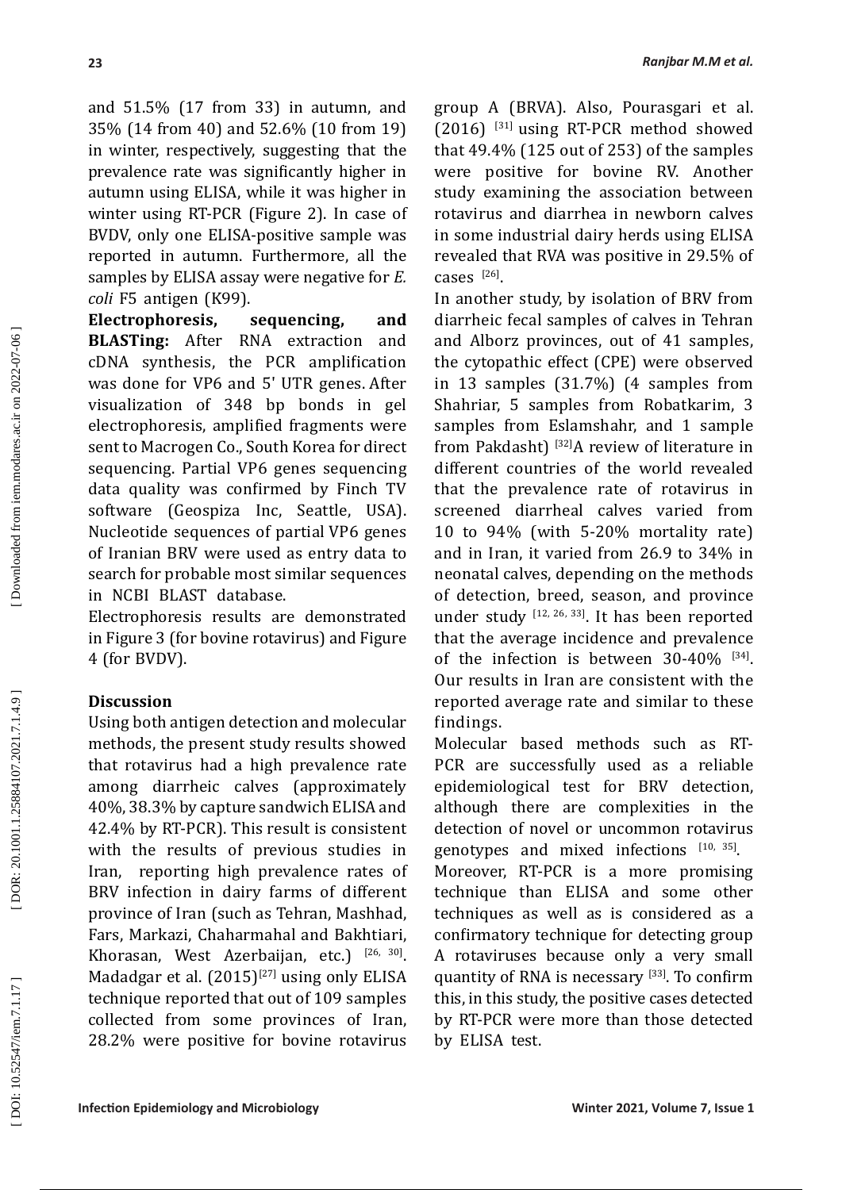and 51.5% (17 from 33) in autumn, and 35% (14 from 40) and 52.6% (10 from 19) in winter, respectively, suggesting that the prevalence rate was significantly higher in autumn using ELISA, while it was higher in winter using RT-PCR (Figure 2). In case of BVDV, only one ELISA-positive sample was reported in autumn. Furthermore, all the samples by ELISA assay were negative for *E. coli* F5 antigen (K99).

**Electrophoresis, sequencing, and BLASTing:** After RNA extraction and cDNA synthesis, the PCR amplification was done for VP6 and 5' UTR genes. After visualization of 348 bp bonds in gel electrophoresis, amplified fragments were sent to Macrogen Co., South Korea for direct sequencing. Partial VP6 genes sequencing data quality was confirmed by Finch TV software (Geospiza Inc, Seattle, USA). Nucleotide sequences of partial VP6 genes of Iranian BRV were used as entry data to search for probable most similar sequences in NCBI BLAST database.

Electrophoresis results are demonstrated in Figure 3 (for bovine rotavirus) and Figure 4 (for BVDV).

## Discussion

Using both antigen detection and molecular methods, the present study results showed that rotavirus had a high prevalence rate among diarrheic calves (approximately 40%, 38.3% by capture sandwich ELISA and 42.4% by RT-PCR). This result is consistent with the results of previous studies in Iran, reporting high prevalence rates of BRV infection in dairy farms of different province of Iran (such as Tehran, Mashhad, Fars, Markazi, Chaharmahal and Bakhtiari, Khorasan, West Azerbaijan, etc.) [26, 30]. Madadgar et al. (2015)[27] using only ELISA technique reported that out of 109 samples collected from some provinces of Iran, 28.2% were positive for bovine rotavirus group A (BRVA). Also, Pourasgari et al. (2016) [31] using RT-PCR method showed that 49.4% (125 out of 253) of the samples were positive for bovine RV. Another study examining the association between rotavirus and diarrhea in newborn calves in some industrial dairy herds using ELISA revealed that RVA was positive in 29.5% of cases [26].

In another study, by isolation of BRV from diarrheic fecal samples of calves in Tehran and Alborz provinces, out of 41 samples, the cytopathic effect (CPE) were observed in 13 samples (31.7%) (4 samples from Shahriar, 5 samples from Robatkarim, 3 samples from Eslamshahr, and 1 sample from Pakdasht) [32]A review of literature in different countries of the world revealed that the prevalence rate of rotavirus in screened diarrheal calves varied from 10 to 94% (with 5-20% mortality rate) and in Iran, it varied from 26.9 to 34% in neonatal calves, depending on the methods of detection, breed, season, and province under study [12, 26, 33]. It has been reported that the average incidence and prevalence of the infection is between 30-40% [34]. Our results in Iran are consistent with the reported average rate and similar to these findings.

Molecular based methods such as RT-PCR are successfully used as a reliable epidemiological test for BRV detection, although there are complexities in the detection of novel or uncommon rotavirus genotypes and mixed infections [10, 35].

Moreover, RT-PCR is a more promising technique than ELISA and some other techniques as well as is considered as a confirmatory technique for detecting group A rotaviruses because only a very small quantity of RNA is necessary [33]. To confirm this, in this study, the positive cases detected by RT-PCR were more than those detected by ELISA test.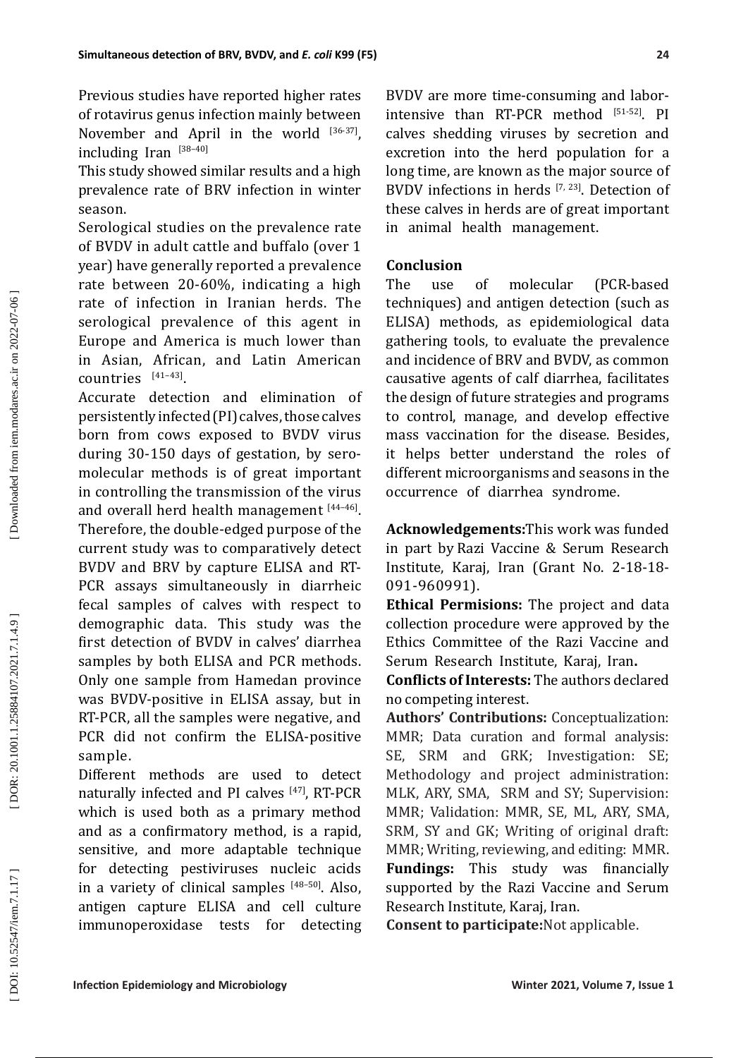Previous studies have reported higher rates of rotavirus genus infection mainly between November and April in the world [36-37], including Iran [38–40]

This study showed similar results and a high prevalence rate of BRV infection in winter season.

Serological studies on the prevalence rate of BVDV in adult cattle and buffalo (over 1 year) have generally reported a prevalence rate between 20-60%, indicating a high rate of infection in Iranian herds. The serological prevalence of this agent in Europe and America is much lower than in Asian, African, and Latin American countries [41–43].

Accurate detection and elimination of persistently infected (PI) calves, those calves born from cows exposed to BVDV virus during 30-150 days of gestation, by sero-molecular methods is of great important in controlling the transmission of the virus and overall herd health management [44–46]. Therefore, the double-edged purpose of the current study was to comparatively detect BVDV and BRV by capture ELISA and RT-PCR assays simultaneously in diarrheic fecal samples of calves with respect to demographic data. This study was the first detection of BVDV in calves' diarrhea samples by both ELISA and PCR methods. Only one sample from Hamedan province was BVDV-positive in ELISA assay, but in RT-PCR, all the samples were negative, and PCR did not confirm the ELISA-positive sample.

Different methods are used to detect naturally infected and PI calves [47], RT-PCR which is used both as a primary method and as a confirmatory method, is a rapid, sensitive, and more adaptable technique for detecting pestiviruses nucleic acids in a variety of clinical samples [48–50]. Also, antigen capture ELISA and cell culture immunoperoxidase tests for detecting BVDV are more time-consuming and labor-intensive than RT-PCR method [51-52]. PI calves shedding viruses by secretion and excretion into the herd population for a long time, are known as the major source of BVDV infections in herds [7, 23]. Detection of these calves in herds are of great important in animal health management.

## Conclusion

The use of molecular (PCR-based techniques) and antigen detection (such as ELISA) methods, as epidemiological data gathering tools, to evaluate the prevalence and incidence of BRV and BVDV, as common causative agents of calf diarrhea, facilitates the design of future strategies and programs to control, manage, and develop effective mass vaccination for the disease. Besides, it helps better understand the roles of different microorganisms and seasons in the occurrence of diarrhea syndrome.

**Acknowledgements:** This work was funded in part by Razi Vaccine & Serum Research Institute, Karaj, Iran (Grant No. 2-18-18-091-960991).

**Ethical Permisions:** The project and data collection procedure were approved by the Ethics Committee of the Razi Vaccine and Serum Research Institute, Karaj, Iran**.**

**Conflicts of Interests:** The authors declared no competing interest.

**Authors' Contributions:** Conceptualization: MMR; Data curation and formal analysis: SE, SRM and GRK; Investigation: SE; Methodology and project administration: MLK, ARY, SMA, SRM and SY; Supervision: MMR; Validation: MMR, SE, ML, ARY, SMA, SRM, SY and GK; Writing of original draft: MMR; Writing, reviewing, and editing: MMR.

**Fundings:** This study was financially supported by the Razi Vaccine and Serum Research Institute, Karaj, Iran.

**Consent to participate:** Not applicable.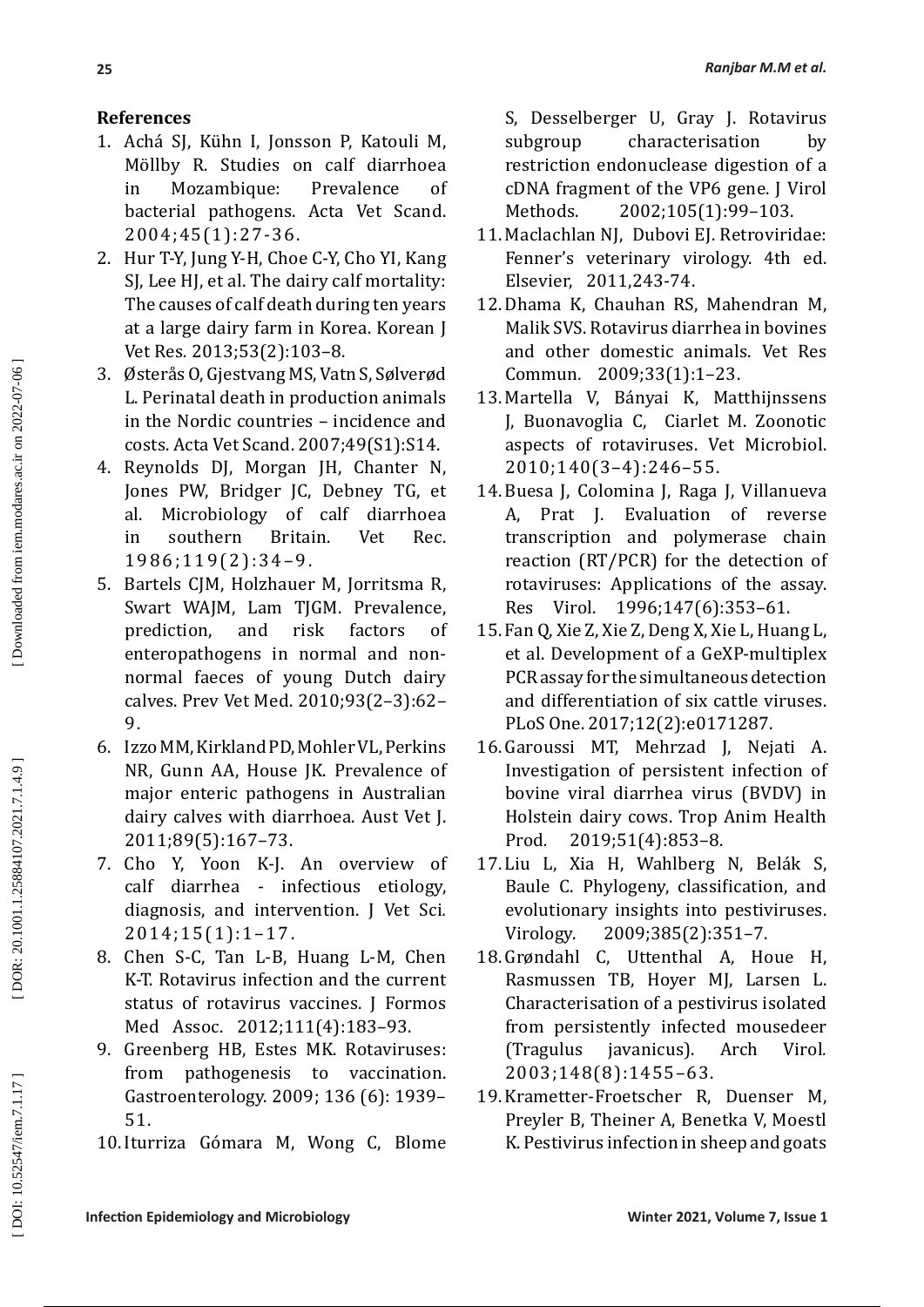## References

1. Achá SJ, Kühn I, Jonsson P, Katouli M, Möllby R. Studies on calf diarrhoea in Mozambique: Prevalence of bacterial pathogens. Acta Vet Scand. 2004;45(1):27-36.
2. Hur T-Y, Jung Y-H, Choe C-Y, Cho YI, Kang SJ, Lee HJ, et al. The dairy calf mortality: The causes of calf death during ten years at a large dairy farm in Korea. Korean J Vet Res. 2013;53(2):103–8.
3. Østerås O, Gjestvang MS, Vatn S, Sølverød L. Perinatal death in production animals in the Nordic countries – incidence and costs. Acta Vet Scand. 2007;49(S1):S14.
4. Reynolds DJ, Morgan JH, Chanter N, Jones PW, Bridger JC, Debney TG, et al. Microbiology of calf diarrhoea in southern Britain. Vet Rec. 1986;119(2):34–9.
5. Bartels CJM, Holzhauer M, Jorritsma R, Swart WAJM, Lam TJGM. Prevalence, prediction, and risk factors of enteropathogens in normal and non-normal faeces of young Dutch dairy calves. Prev Vet Med. 2010;93(2–3):62–9.
6. Izzo MM, Kirkland PD, Mohler VL, Perkins NR, Gunn AA, House JK. Prevalence of major enteric pathogens in Australian dairy calves with diarrhoea. Aust Vet J. 2011;89(5):167–73.
7. Cho Y, Yoon K-J. An overview of calf diarrhea - infectious etiology, diagnosis, and intervention. J Vet Sci. 2014;15(1):1–17.
8. Chen S-C, Tan L-B, Huang L-M, Chen K-T. Rotavirus infection and the current status of rotavirus vaccines. J Formos Med Assoc. 2012;111(4):183–93.
9. Greenberg HB, Estes MK. Rotaviruses: from pathogenesis to vaccination. Gastroenterology. 2009; 136 (6): 1939–51.
10. Iturriza Gómara M, Wong C, Blome S, Desselberger U, Gray J. Rotavirus subgroup characterisation by restriction endonuclease digestion of a cDNA fragment of the VP6 gene. J Virol Methods. 2002;105(1):99–103.
11. Maclachlan NJ, Dubovi EJ. Retroviridae: Fenner's veterinary virology. 4th ed. Elsevier, 2011,243-74.
12. Dhama K, Chauhan RS, Mahendran M, Malik SVS. Rotavirus diarrhea in bovines and other domestic animals. Vet Res Commun. 2009;33(1):1–23.
13. Martella V, Bányai K, Matthijnssens J, Buonavoglia C, Ciarlet M. Zoonotic aspects of rotaviruses. Vet Microbiol. 2010;140(3–4):246–55.
14. Buesa J, Colomina J, Raga J, Villanueva A, Prat J. Evaluation of reverse transcription and polymerase chain reaction (RT/PCR) for the detection of rotaviruses: Applications of the assay. Res Virol. 1996;147(6):353–61.
15. Fan Q, Xie Z, Xie Z, Deng X, Xie L, Huang L, et al. Development of a GeXP-multiplex PCR assay for the simultaneous detection and differentiation of six cattle viruses. PLoS One. 2017;12(2):e0171287.
16. Garoussi MT, Mehrzad J, Nejati A. Investigation of persistent infection of bovine viral diarrhea virus (BVDV) in Holstein dairy cows. Trop Anim Health Prod. 2019;51(4):853–8.
17. Liu L, Xia H, Wahlberg N, Belák S, Baule C. Phylogeny, classification, and evolutionary insights into pestiviruses. Virology. 2009;385(2):351–7.
18. Grøndahl C, Uttenthal A, Houe H, Rasmussen TB, Hoyer MJ, Larsen L. Characterisation of a pestivirus isolated from persistently infected mousedeer (Tragulus javanicus). Arch Virol. 2003;148(8):1455–63.
19. Krametter-Froetscher R, Duenser M, Preyler B, Theiner A, Benetka V, Moestl K. Pestivirus infection in sheep and goats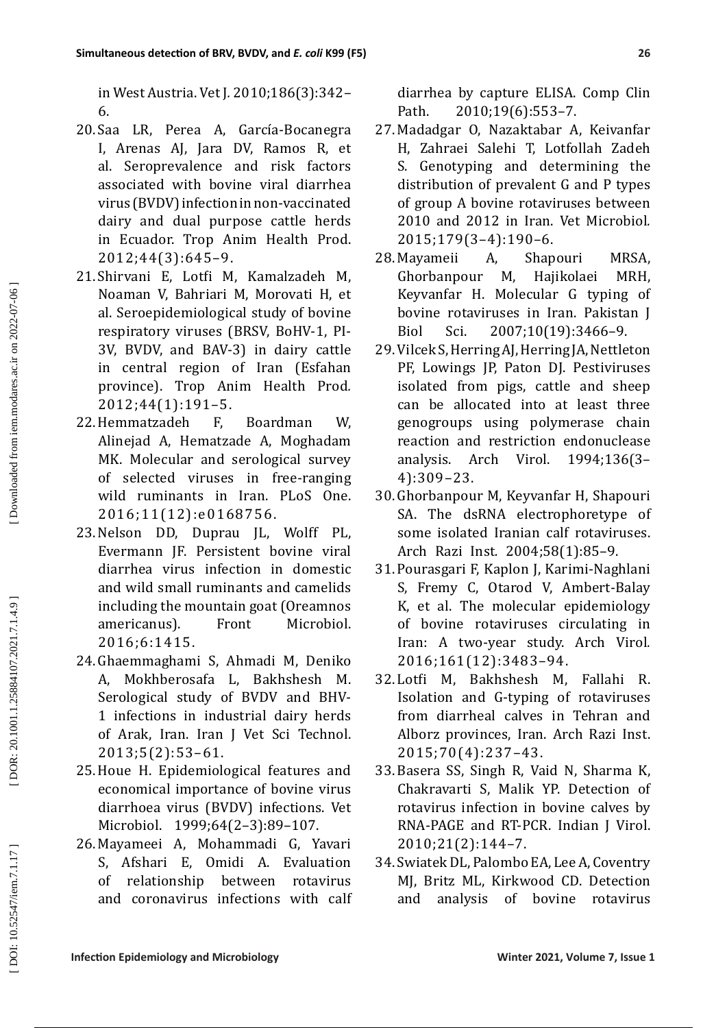in West Austria. Vet J. 2010;186(3):342–6.

20. Saa LR, Perea A, García-Bocanegra I, Arenas AJ, Jara DV, Ramos R, et al. Seroprevalence and risk factors associated with bovine viral diarrhea virus (BVDV) infection in non-vaccinated dairy and dual purpose cattle herds in Ecuador. Trop Anim Health Prod. 2012;44(3):645–9.
21. Shirvani E, Lotfi M, Kamalzadeh M, Noaman V, Bahriari M, Morovati H, et al. Seroepidemiological study of bovine respiratory viruses (BRSV, BoHV-1, PI-3V, BVDV, and BAV-3) in dairy cattle in central region of Iran (Esfahan province). Trop Anim Health Prod. 2012;44(1):191–5.
22. Hemmatzadeh F, Boardman W, Alinejad A, Hematzade A, Moghadam MK. Molecular and serological survey of selected viruses in free-ranging wild ruminants in Iran. PLoS One. 2016;11(12):e0168756.
23. Nelson DD, Duprau JL, Wolff PL, Evermann JF. Persistent bovine viral diarrhea virus infection in domestic and wild small ruminants and camelids including the mountain goat (Oreamnos americanus). Front Microbiol. 2016;6:1415.
24. Ghaemmaghami S, Ahmadi M, Deniko A, Mokhberosafa L, Bakhshesh M. Serological study of BVDV and BHV-1 infections in industrial dairy herds of Arak, Iran. Iran J Vet Sci Technol. 2013;5(2):53–61.
25. Houe H. Epidemiological features and economical importance of bovine virus diarrhoea virus (BVDV) infections. Vet Microbiol. 1999;64(2–3):89–107.
26. Mayameei A, Mohammadi G, Yavari S, Afshari E, Omidi A. Evaluation of relationship between rotavirus and coronavirus infections with calf diarrhea by capture ELISA. Comp Clin Path. 2010;19(6):553–7.
27. Madadgar O, Nazaktabar A, Keivanfar H, Zahraei Salehi T, Lotfollah Zadeh S. Genotyping and determining the distribution of prevalent G and P types of group A bovine rotaviruses between 2010 and 2012 in Iran. Vet Microbiol. 2015;179(3–4):190–6.
28. Mayameii A, Shapouri MRSA, Ghorbanpour M, Hajikolaei MRH, Keyvanfar H. Molecular G typing of bovine rotaviruses in Iran. Pakistan J Biol Sci. 2007;10(19):3466–9.
29. Vilcek S, Herring AJ, Herring JA, Nettleton PF, Lowings JP, Paton DJ. Pestiviruses isolated from pigs, cattle and sheep can be allocated into at least three genogroups using polymerase chain reaction and restriction endonuclease analysis. Arch Virol. 1994;136(3–4):309–23.
30. Ghorbanpour M, Keyvanfar H, Shapouri SA. The dsRNA electrophoretype of some isolated Iranian calf rotaviruses. Arch Razi Inst. 2004;58(1):85–9.
31. Pourasgari F, Kaplon J, Karimi-Naghlani S, Fremy C, Otarod V, Ambert-Balay K, et al. The molecular epidemiology of bovine rotaviruses circulating in Iran: A two-year study. Arch Virol. 2016;161(12):3483–94.
32. Lotfi M, Bakhshesh M, Fallahi R. Isolation and G-typing of rotaviruses from diarrheal calves in Tehran and Alborz provinces, Iran. Arch Razi Inst. 2015;70(4):237–43.
33. Basera SS, Singh R, Vaid N, Sharma K, Chakravarti S, Malik YP. Detection of rotavirus infection in bovine calves by RNA-PAGE and RT-PCR. Indian J Virol. 2010;21(2):144–7.
34. Swiatek DL, Palombo EA, Lee A, Coventry MJ, Britz ML, Kirkwood CD. Detection and analysis of bovine rotavirus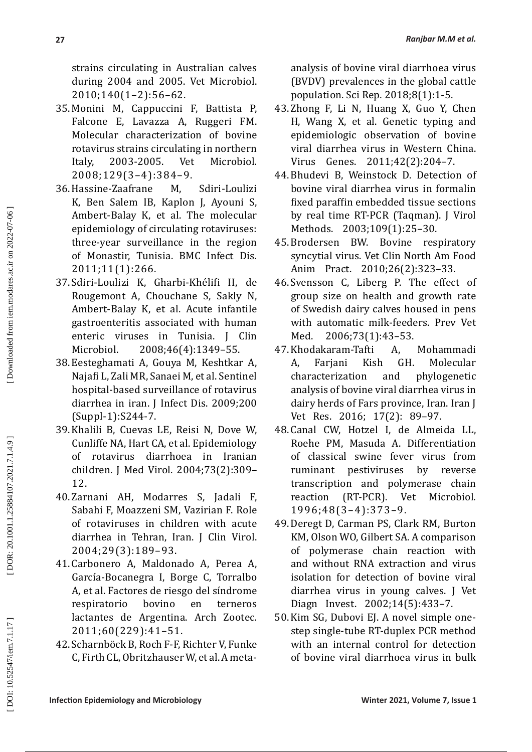strains circulating in Australian calves during 2004 and 2005. Vet Microbiol. 2010;140(1–2):56–62.

35. Monini M, Cappuccini F, Battista P, Falcone E, Lavazza A, Ruggeri FM. Molecular characterization of bovine rotavirus strains circulating in northern Italy, 2003-2005. Vet Microbiol. 2008;129(3–4):384–9.
36. Hassine-Zaafrane M, Sdiri-Loulizi K, Ben Salem IB, Kaplon J, Ayouni S, Ambert-Balay K, et al. The molecular epidemiology of circulating rotaviruses: three-year surveillance in the region of Monastir, Tunisia. BMC Infect Dis. 2011;11(1):266.
37. Sdiri-Loulizi K, Gharbi-Khélifi H, de Rougemont A, Chouchane S, Sakly N, Ambert-Balay K, et al. Acute infantile gastroenteritis associated with human enteric viruses in Tunisia. J Clin Microbiol. 2008;46(4):1349–55.
38. Eesteghamati A, Gouya M, Keshtkar A, Najafi L, Zali MR, Sanaei M, et al. Sentinel hospital-based surveillance of rotavirus diarrhea in iran. J Infect Dis. 2009;200 (Suppl-1):S244-7.
39. Khalili B, Cuevas LE, Reisi N, Dove W, Cunliffe NA, Hart CA, et al. Epidemiology of rotavirus diarrhoea in Iranian children. J Med Virol. 2004;73(2):309–12.
40. Zarnani AH, Modarres S, Jadali F, Sabahi F, Moazzeni SM, Vazirian F. Role of rotaviruses in children with acute diarrhea in Tehran, Iran. J Clin Virol. 2004;29(3):189–93.
41. Carbonero A, Maldonado A, Perea A, García-Bocanegra I, Borge C, Torralbo A, et al. Factores de riesgo del síndrome respiratorio bovino en terneros lactantes de Argentina. Arch Zootec. 2011;60(229):41–51.
42. Scharnböck B, Roch F-F, Richter V, Funke C, Firth CL, Obritzhauser W, et al. A meta-analysis of bovine viral diarrhoea virus (BVDV) prevalences in the global cattle population. Sci Rep. 2018;8(1):1-5.
43. Zhong F, Li N, Huang X, Guo Y, Chen H, Wang X, et al. Genetic typing and epidemiologic observation of bovine viral diarrhea virus in Western China. Virus Genes. 2011;42(2):204–7.
44. Bhudevi B, Weinstock D. Detection of bovine viral diarrhea virus in formalin fixed paraffin embedded tissue sections by real time RT-PCR (Taqman). J Virol Methods. 2003;109(1):25–30.
45. Brodersen BW. Bovine respiratory syncytial virus. Vet Clin North Am Food Anim Pract. 2010;26(2):323–33.
46. Svensson C, Liberg P. The effect of group size on health and growth rate of Swedish dairy calves housed in pens with automatic milk-feeders. Prev Vet Med. 2006;73(1):43–53.
47. Khodakaram-Tafti A, Mohammadi A, Farjani Kish GH. Molecular characterization and phylogenetic analysis of bovine viral diarrhea virus in dairy herds of Fars province, Iran. Iran J Vet Res. 2016; 17(2): 89–97.
48. Canal CW, Hotzel I, de Almeida LL, Roehe PM, Masuda A. Differentiation of classical swine fever virus from ruminant pestiviruses by reverse transcription and polymerase chain reaction (RT-PCR). Vet Microbiol. 1996;48(3–4):373–9.
49. Deregt D, Carman PS, Clark RM, Burton KM, Olson WO, Gilbert SA. A comparison of polymerase chain reaction with and without RNA extraction and virus isolation for detection of bovine viral diarrhea virus in young calves. J Vet Diagn Invest. 2002;14(5):433–7.
50. Kim SG, Dubovi EJ. A novel simple one-step single-tube RT-duplex PCR method with an internal control for detection of bovine viral diarrhoea virus in bulk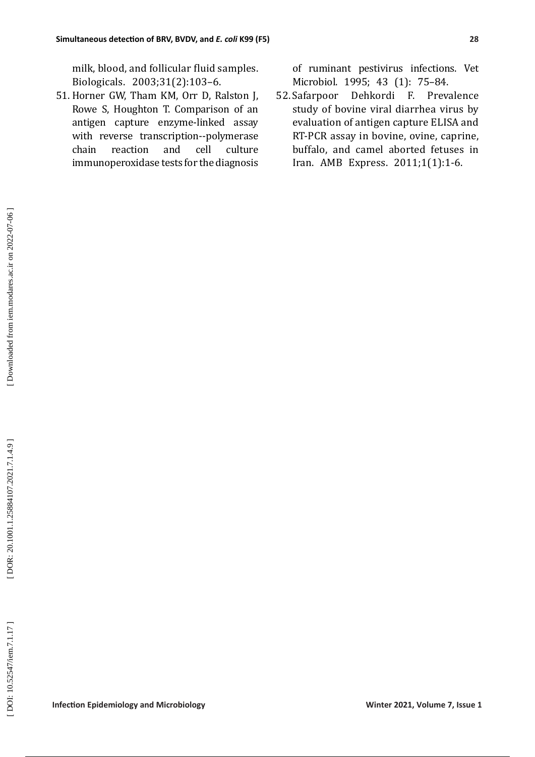milk, blood, and follicular fluid samples. Biologicals. 2003;31(2):103–6.

51. Horner GW, Tham KM, Orr D, Ralston J, Rowe S, Houghton T. Comparison of an antigen capture enzyme-linked assay with reverse transcription--polymerase chain reaction and cell culture immunoperoxidase tests for the diagnosis of ruminant pestivirus infections. Vet Microbiol. 1995; 43 (1): 75–84.

52. Safarpoor Dehkordi F. Prevalence study of bovine viral diarrhea virus by evaluation of antigen capture ELISA and RT-PCR assay in bovine, ovine, caprine, buffalo, and camel aborted fetuses in Iran. AMB Express. 2011;1(1):1-6.